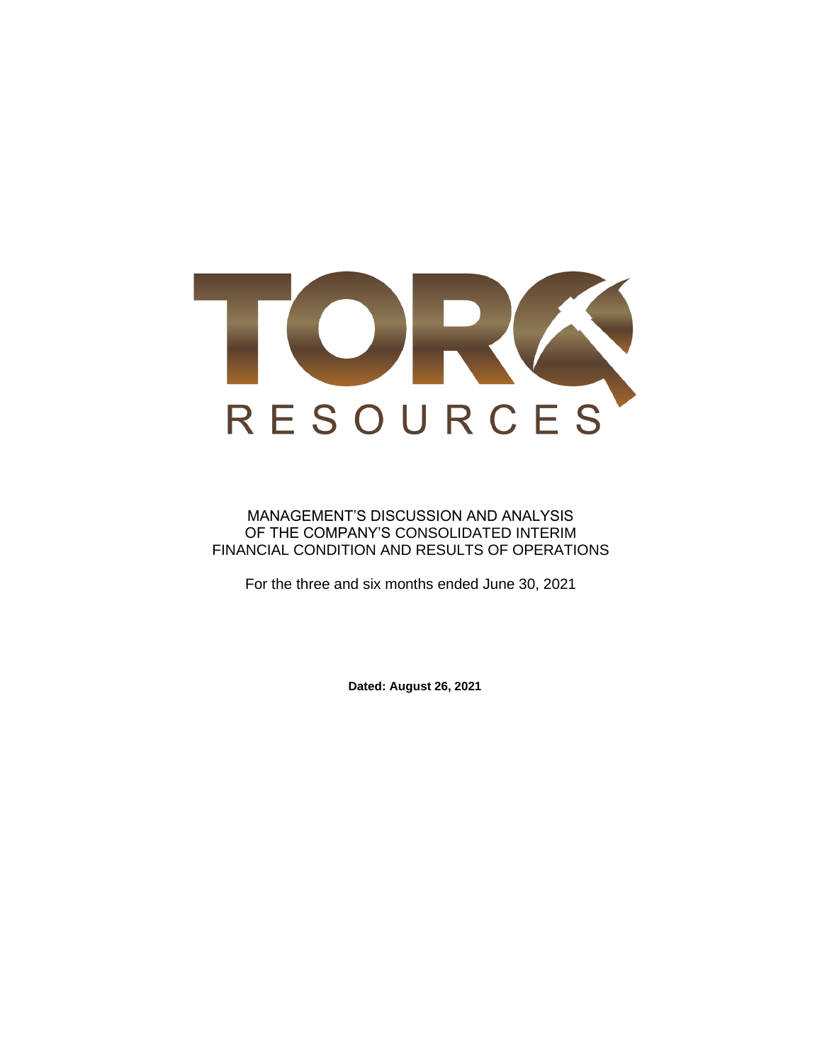TORQ RESOURCES

MANAGEMENT'S DISCUSSION AND ANALYSIS
OF THE COMPANY'S CONSOLIDATED INTERIM
FINANCIAL CONDITION AND RESULTS OF OPERATIONS

For the three and six months ended June 30, 2021

**Dated: August 26, 2021**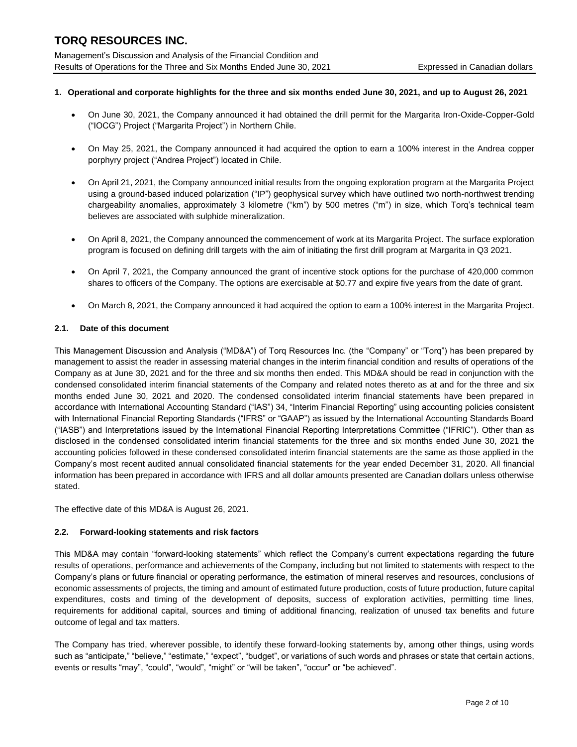## 1. Operational and corporate highlights for the three and six months ended June 30, 2021, and up to August 26, 2021

- On June 30, 2021, the Company announced it had obtained the drill permit for the Margarita Iron-Oxide-Copper-Gold ("IOCG") Project ("Margarita Project") in Northern Chile.
- On May 25, 2021, the Company announced it had acquired the option to earn a 100% interest in the Andrea copper porphyry project ("Andrea Project") located in Chile.
- On April 21, 2021, the Company announced initial results from the ongoing exploration program at the Margarita Project using a ground-based induced polarization ("IP") geophysical survey which have outlined two north-northwest trending chargeability anomalies, approximately 3 kilometre ("km") by 500 metres ("m") in size, which Torq's technical team believes are associated with sulphide mineralization.
- On April 8, 2021, the Company announced the commencement of work at its Margarita Project. The surface exploration program is focused on defining drill targets with the aim of initiating the first drill program at Margarita in Q3 2021.
- On April 7, 2021, the Company announced the grant of incentive stock options for the purchase of 420,000 common shares to officers of the Company. The options are exercisable at $0.77 and expire five years from the date of grant.
- On March 8, 2021, the Company announced it had acquired the option to earn a 100% interest in the Margarita Project.

### 2.1. Date of this document

This Management Discussion and Analysis ("MD&A") of Torq Resources Inc. (the "Company" or "Torq") has been prepared by management to assist the reader in assessing material changes in the interim financial condition and results of operations of the Company as at June 30, 2021 and for the three and six months then ended. This MD&A should be read in conjunction with the condensed consolidated interim financial statements of the Company and related notes thereto as at and for the three and six months ended June 30, 2021 and 2020. The condensed consolidated interim financial statements have been prepared in accordance with International Accounting Standard ("IAS") 34, "Interim Financial Reporting" using accounting policies consistent with International Financial Reporting Standards ("IFRS" or "GAAP") as issued by the International Accounting Standards Board ("IASB") and Interpretations issued by the International Financial Reporting Interpretations Committee ("IFRIC"). Other than as disclosed in the condensed consolidated interim financial statements for the three and six months ended June 30, 2021 the accounting policies followed in these condensed consolidated interim financial statements are the same as those applied in the Company's most recent audited annual consolidated financial statements for the year ended December 31, 2020. All financial information has been prepared in accordance with IFRS and all dollar amounts presented are Canadian dollars unless otherwise stated.

The effective date of this MD&A is August 26, 2021.

### 2.2. Forward-looking statements and risk factors

This MD&A may contain "forward-looking statements" which reflect the Company's current expectations regarding the future results of operations, performance and achievements of the Company, including but not limited to statements with respect to the Company's plans or future financial or operating performance, the estimation of mineral reserves and resources, conclusions of economic assessments of projects, the timing and amount of estimated future production, costs of future production, future capital expenditures, costs and timing of the development of deposits, success of exploration activities, permitting time lines, requirements for additional capital, sources and timing of additional financing, realization of unused tax benefits and future outcome of legal and tax matters.

The Company has tried, wherever possible, to identify these forward-looking statements by, among other things, using words such as "anticipate," "believe," "estimate," "expect", "budget", or variations of such words and phrases or state that certain actions, events or results "may", "could", "would", "might" or "will be taken", "occur" or "be achieved".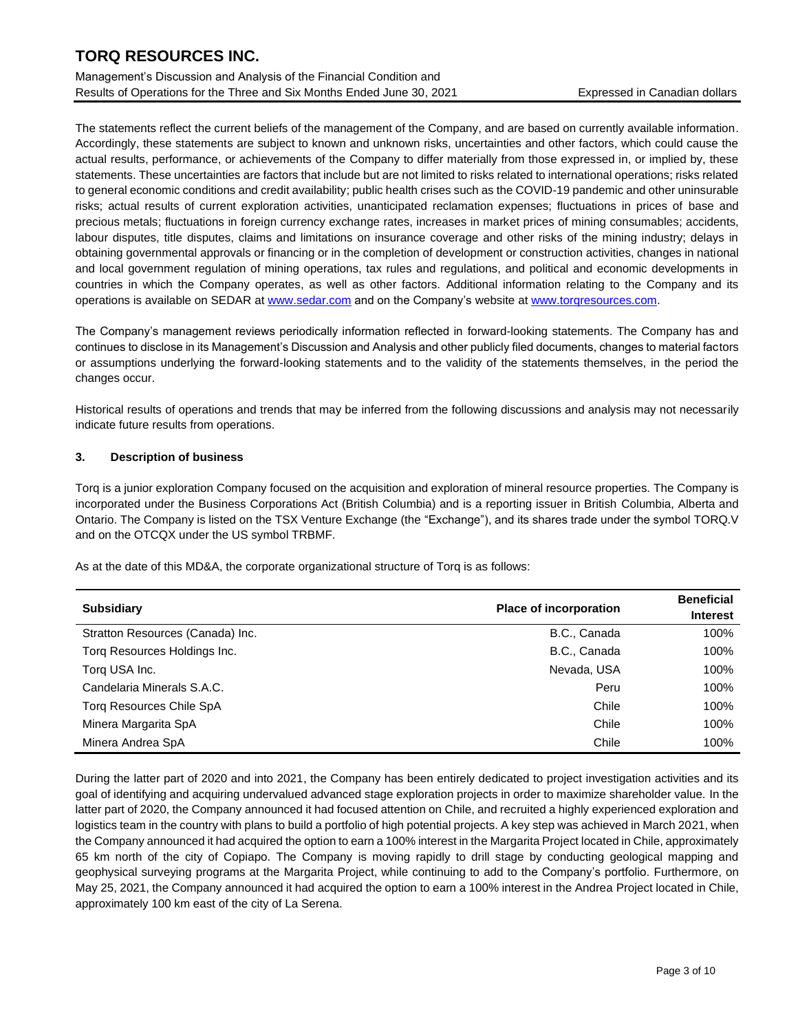The statements reflect the current beliefs of the management of the Company, and are based on currently available information. Accordingly, these statements are subject to known and unknown risks, uncertainties and other factors, which could cause the actual results, performance, or achievements of the Company to differ materially from those expressed in, or implied by, these statements. These uncertainties are factors that include but are not limited to risks related to international operations; risks related to general economic conditions and credit availability; public health crises such as the COVID-19 pandemic and other uninsurable risks; actual results of current exploration activities, unanticipated reclamation expenses; fluctuations in prices of base and precious metals; fluctuations in foreign currency exchange rates, increases in market prices of mining consumables; accidents, labour disputes, title disputes, claims and limitations on insurance coverage and other risks of the mining industry; delays in obtaining governmental approvals or financing or in the completion of development or construction activities, changes in national and local government regulation of mining operations, tax rules and regulations, and political and economic developments in countries in which the Company operates, as well as other factors. Additional information relating to the Company and its operations is available on SEDAR at www.sedar.com and on the Company's website at www.torqresources.com.

The Company's management reviews periodically information reflected in forward-looking statements. The Company has and continues to disclose in its Management's Discussion and Analysis and other publicly filed documents, changes to material factors or assumptions underlying the forward-looking statements and to the validity of the statements themselves, in the period the changes occur.

Historical results of operations and trends that may be inferred from the following discussions and analysis may not necessarily indicate future results from operations.

### 3. Description of business

Torq is a junior exploration Company focused on the acquisition and exploration of mineral resource properties. The Company is incorporated under the Business Corporations Act (British Columbia) and is a reporting issuer in British Columbia, Alberta and Ontario. The Company is listed on the TSX Venture Exchange (the "Exchange"), and its shares trade under the symbol TORQ.V and on the OTCQX under the US symbol TRBMF.

As at the date of this MD&A, the corporate organizational structure of Torq is as follows:

| Subsidiary | Place of incorporation | Beneficial Interest |
|---|---|---|
| Stratton Resources (Canada) Inc. | B.C., Canada | 100% |
| Torq Resources Holdings Inc. | B.C., Canada | 100% |
| Torq USA Inc. | Nevada, USA | 100% |
| Candelaria Minerals S.A.C. | Peru | 100% |
| Torq Resources Chile SpA | Chile | 100% |
| Minera Margarita SpA | Chile | 100% |
| Minera Andrea SpA | Chile | 100% |

During the latter part of 2020 and into 2021, the Company has been entirely dedicated to project investigation activities and its goal of identifying and acquiring undervalued advanced stage exploration projects in order to maximize shareholder value. In the latter part of 2020, the Company announced it had focused attention on Chile, and recruited a highly experienced exploration and logistics team in the country with plans to build a portfolio of high potential projects. A key step was achieved in March 2021, when the Company announced it had acquired the option to earn a 100% interest in the Margarita Project located in Chile, approximately 65 km north of the city of Copiapo. The Company is moving rapidly to drill stage by conducting geological mapping and geophysical surveying programs at the Margarita Project, while continuing to add to the Company's portfolio. Furthermore, on May 25, 2021, the Company announced it had acquired the option to earn a 100% interest in the Andrea Project located in Chile, approximately 100 km east of the city of La Serena.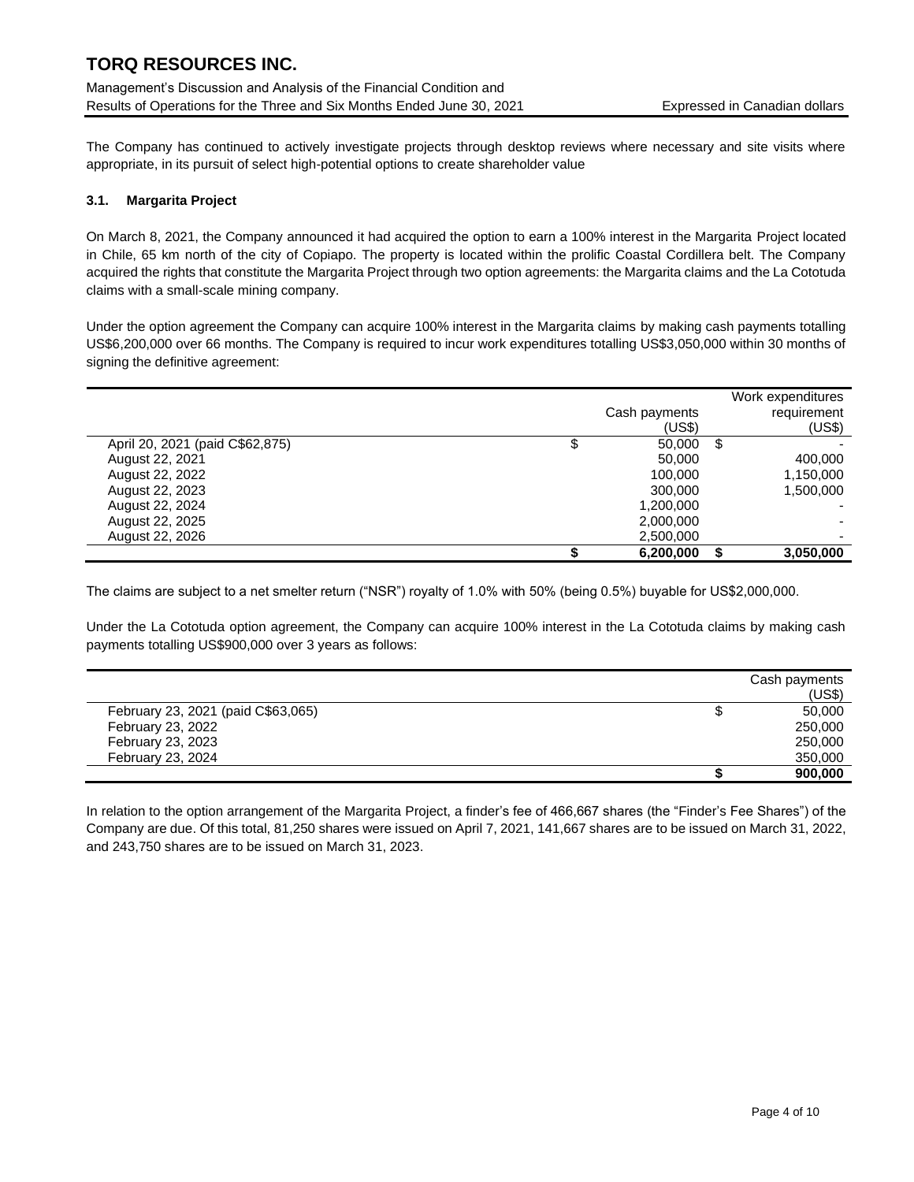The Company has continued to actively investigate projects through desktop reviews where necessary and site visits where appropriate, in its pursuit of select high-potential options to create shareholder value

### 3.1. Margarita Project

On March 8, 2021, the Company announced it had acquired the option to earn a 100% interest in the Margarita Project located in Chile, 65 km north of the city of Copiapo. The property is located within the prolific Coastal Cordillera belt. The Company acquired the rights that constitute the Margarita Project through two option agreements: the Margarita claims and the La Cototuda claims with a small-scale mining company.

Under the option agreement the Company can acquire 100% interest in the Margarita claims by making cash payments totalling US$6,200,000 over 66 months. The Company is required to incur work expenditures totalling US$3,050,000 within 30 months of signing the definitive agreement:

| | Cash payments (US$) | Work expenditures requirement (US$) |
|---|---|---|
| April 20, 2021 (paid C$62,875) | $ 50,000 | $ - |
| August 22, 2021 | 50,000 | 400,000 |
| August 22, 2022 | 100,000 | 1,150,000 |
| August 22, 2023 | 300,000 | 1,500,000 |
| August 22, 2024 | 1,200,000 | - |
| August 22, 2025 | 2,000,000 | - |
| August 22, 2026 | 2,500,000 | - |
| | **$ 6,200,000** | **$ 3,050,000** |

The claims are subject to a net smelter return ("NSR") royalty of 1.0% with 50% (being 0.5%) buyable for US$2,000,000.

Under the La Cototuda option agreement, the Company can acquire 100% interest in the La Cototuda claims by making cash payments totalling US$900,000 over 3 years as follows:

| | Cash payments (US$) |
|---|---|
| February 23, 2021 (paid C$63,065) | $ 50,000 |
| February 23, 2022 | 250,000 |
| February 23, 2023 | 250,000 |
| February 23, 2024 | 350,000 |
| | **$ 900,000** |

In relation to the option arrangement of the Margarita Project, a finder's fee of 466,667 shares (the "Finder's Fee Shares") of the Company are due. Of this total, 81,250 shares were issued on April 7, 2021, 141,667 shares are to be issued on March 31, 2022, and 243,750 shares are to be issued on March 31, 2023.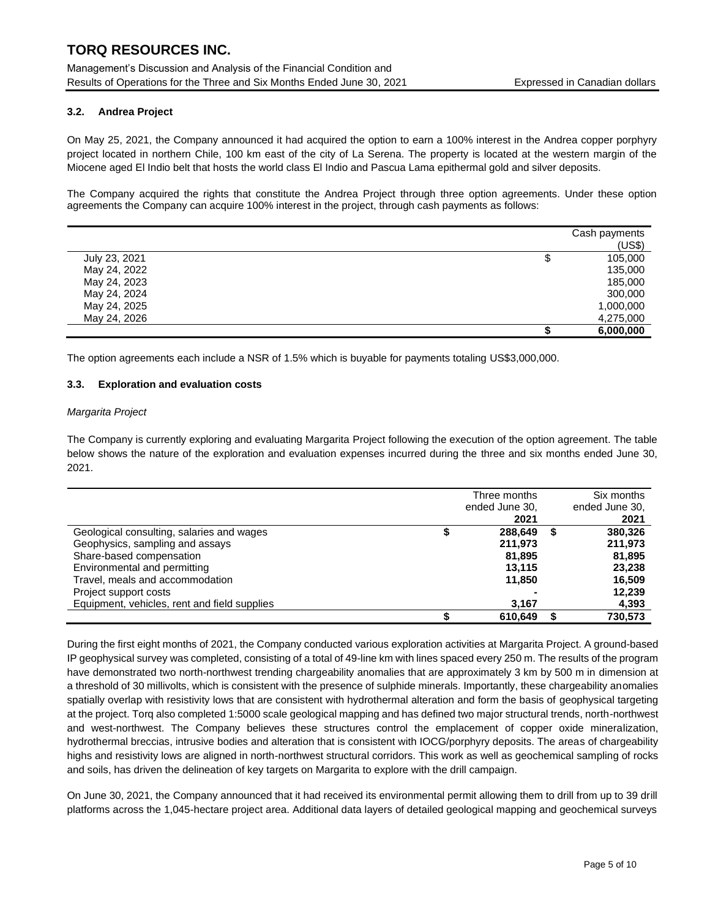### 3.2. Andrea Project

On May 25, 2021, the Company announced it had acquired the option to earn a 100% interest in the Andrea copper porphyry project located in northern Chile, 100 km east of the city of La Serena. The property is located at the western margin of the Miocene aged El Indio belt that hosts the world class El Indio and Pascua Lama epithermal gold and silver deposits.

The Company acquired the rights that constitute the Andrea Project through three option agreements. Under these option agreements the Company can acquire 100% interest in the project, through cash payments as follows:

| | Cash payments (US$) |
|---|---|
| July 23, 2021 | $ 105,000 |
| May 24, 2022 | 135,000 |
| May 24, 2023 | 185,000 |
| May 24, 2024 | 300,000 |
| May 24, 2025 | 1,000,000 |
| May 24, 2026 | 4,275,000 |
| | **$ 6,000,000** |

The option agreements each include a NSR of 1.5% which is buyable for payments totaling US$3,000,000.

### 3.3. Exploration and evaluation costs

*Margarita Project*

The Company is currently exploring and evaluating Margarita Project following the execution of the option agreement. The table below shows the nature of the exploration and evaluation expenses incurred during the three and six months ended June 30, 2021.

| | Three months ended June 30, 2021 | Six months ended June 30, 2021 |
|---|---|---|
| Geological consulting, salaries and wages | $ **288,649** | $ **380,326** |
| Geophysics, sampling and assays | **211,973** | **211,973** |
| Share-based compensation | **81,895** | **81,895** |
| Environmental and permitting | **13,115** | **23,238** |
| Travel, meals and accommodation | **11,850** | **16,509** |
| Project support costs | **-** | **12,239** |
| Equipment, vehicles, rent and field supplies | **3,167** | **4,393** |
| | $ **610,649** | $ **730,573** |

During the first eight months of 2021, the Company conducted various exploration activities at Margarita Project. A ground-based IP geophysical survey was completed, consisting of a total of 49-line km with lines spaced every 250 m. The results of the program have demonstrated two north-northwest trending chargeability anomalies that are approximately 3 km by 500 m in dimension at a threshold of 30 millivolts, which is consistent with the presence of sulphide minerals. Importantly, these chargeability anomalies spatially overlap with resistivity lows that are consistent with hydrothermal alteration and form the basis of geophysical targeting at the project. Torq also completed 1:5000 scale geological mapping and has defined two major structural trends, north-northwest and west-northwest. The Company believes these structures control the emplacement of copper oxide mineralization, hydrothermal breccias, intrusive bodies and alteration that is consistent with IOCG/porphyry deposits. The areas of chargeability highs and resistivity lows are aligned in north-northwest structural corridors. This work as well as geochemical sampling of rocks and soils, has driven the delineation of key targets on Margarita to explore with the drill campaign.

On June 30, 2021, the Company announced that it had received its environmental permit allowing them to drill from up to 39 drill platforms across the 1,045-hectare project area. Additional data layers of detailed geological mapping and geochemical surveys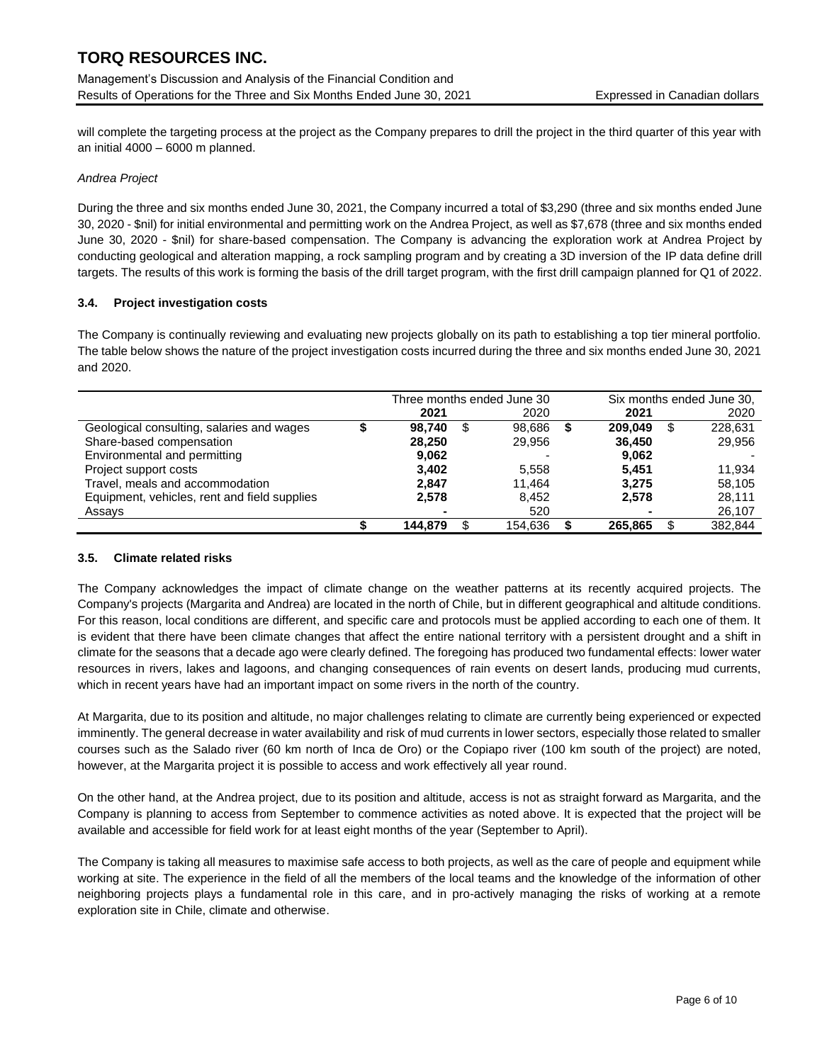will complete the targeting process at the project as the Company prepares to drill the project in the third quarter of this year with an initial 4000 – 6000 m planned.

*Andrea Project*

During the three and six months ended June 30, 2021, the Company incurred a total of $3,290 (three and six months ended June 30, 2020 - $nil) for initial environmental and permitting work on the Andrea Project, as well as $7,678 (three and six months ended June 30, 2020 - $nil) for share-based compensation. The Company is advancing the exploration work at Andrea Project by conducting geological and alteration mapping, a rock sampling program and by creating a 3D inversion of the IP data define drill targets. The results of this work is forming the basis of the drill target program, with the first drill campaign planned for Q1 of 2022.

### 3.4. Project investigation costs

The Company is continually reviewing and evaluating new projects globally on its path to establishing a top tier mineral portfolio. The table below shows the nature of the project investigation costs incurred during the three and six months ended June 30, 2021 and 2020.

| | Three months ended June 30 | | Six months ended June 30, | |
|---|---|---|---|---|
| | **2021** | 2020 | **2021** | 2020 |
| Geological consulting, salaries and wages | **$ 98,740** | $ 98,686 | **$ 209,049** | $ 228,631 |
| Share-based compensation | **28,250** | 29,956 | **36,450** | 29,956 |
| Environmental and permitting | **9,062** | - | **9,062** | - |
| Project support costs | **3,402** | 5,558 | **5,451** | 11,934 |
| Travel, meals and accommodation | **2,847** | 11,464 | **3,275** | 58,105 |
| Equipment, vehicles, rent and field supplies | **2,578** | 8,452 | **2,578** | 28,111 |
| Assays | **-** | 520 | **-** | 26,107 |
| | **$ 144,879** | $ 154,636 | **$ 265,865** | $ 382,844 |

### 3.5. Climate related risks

The Company acknowledges the impact of climate change on the weather patterns at its recently acquired projects. The Company's projects (Margarita and Andrea) are located in the north of Chile, but in different geographical and altitude conditions. For this reason, local conditions are different, and specific care and protocols must be applied according to each one of them. It is evident that there have been climate changes that affect the entire national territory with a persistent drought and a shift in climate for the seasons that a decade ago were clearly defined. The foregoing has produced two fundamental effects: lower water resources in rivers, lakes and lagoons, and changing consequences of rain events on desert lands, producing mud currents, which in recent years have had an important impact on some rivers in the north of the country.

At Margarita, due to its position and altitude, no major challenges relating to climate are currently being experienced or expected imminently. The general decrease in water availability and risk of mud currents in lower sectors, especially those related to smaller courses such as the Salado river (60 km north of Inca de Oro) or the Copiapo river (100 km south of the project) are noted, however, at the Margarita project it is possible to access and work effectively all year round.

On the other hand, at the Andrea project, due to its position and altitude, access is not as straight forward as Margarita, and the Company is planning to access from September to commence activities as noted above. It is expected that the project will be available and accessible for field work for at least eight months of the year (September to April).

The Company is taking all measures to maximise safe access to both projects, as well as the care of people and equipment while working at site. The experience in the field of all the members of the local teams and the knowledge of the information of other neighboring projects plays a fundamental role in this care, and in pro-actively managing the risks of working at a remote exploration site in Chile, climate and otherwise.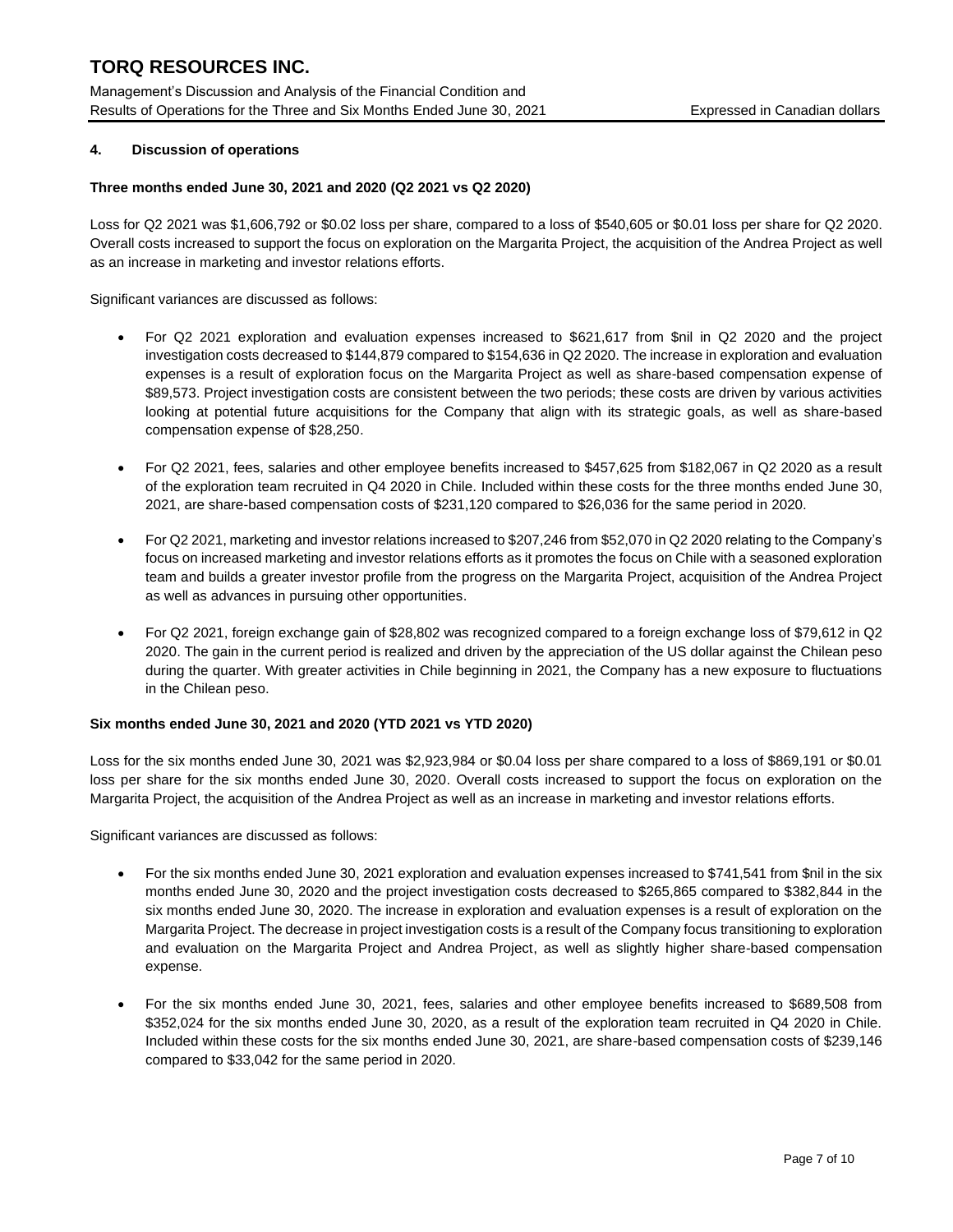## 4. Discussion of operations

**Three months ended June 30, 2021 and 2020 (Q2 2021 vs Q2 2020)**

Loss for Q2 2021 was $1,606,792 or $0.02 loss per share, compared to a loss of $540,605 or $0.01 loss per share for Q2 2020. Overall costs increased to support the focus on exploration on the Margarita Project, the acquisition of the Andrea Project as well as an increase in marketing and investor relations efforts.

Significant variances are discussed as follows:

- For Q2 2021 exploration and evaluation expenses increased to $621,617 from $nil in Q2 2020 and the project investigation costs decreased to $144,879 compared to $154,636 in Q2 2020. The increase in exploration and evaluation expenses is a result of exploration focus on the Margarita Project as well as share-based compensation expense of $89,573. Project investigation costs are consistent between the two periods; these costs are driven by various activities looking at potential future acquisitions for the Company that align with its strategic goals, as well as share-based compensation expense of $28,250.

- For Q2 2021, fees, salaries and other employee benefits increased to $457,625 from $182,067 in Q2 2020 as a result of the exploration team recruited in Q4 2020 in Chile. Included within these costs for the three months ended June 30, 2021, are share-based compensation costs of $231,120 compared to $26,036 for the same period in 2020.

- For Q2 2021, marketing and investor relations increased to $207,246 from $52,070 in Q2 2020 relating to the Company's focus on increased marketing and investor relations efforts as it promotes the focus on Chile with a seasoned exploration team and builds a greater investor profile from the progress on the Margarita Project, acquisition of the Andrea Project as well as advances in pursuing other opportunities.

- For Q2 2021, foreign exchange gain of $28,802 was recognized compared to a foreign exchange loss of $79,612 in Q2 2020. The gain in the current period is realized and driven by the appreciation of the US dollar against the Chilean peso during the quarter. With greater activities in Chile beginning in 2021, the Company has a new exposure to fluctuations in the Chilean peso.

**Six months ended June 30, 2021 and 2020 (YTD 2021 vs YTD 2020)**

Loss for the six months ended June 30, 2021 was $2,923,984 or $0.04 loss per share compared to a loss of $869,191 or $0.01 loss per share for the six months ended June 30, 2020. Overall costs increased to support the focus on exploration on the Margarita Project, the acquisition of the Andrea Project as well as an increase in marketing and investor relations efforts.

Significant variances are discussed as follows:

- For the six months ended June 30, 2021 exploration and evaluation expenses increased to $741,541 from $nil in the six months ended June 30, 2020 and the project investigation costs decreased to $265,865 compared to $382,844 in the six months ended June 30, 2020. The increase in exploration and evaluation expenses is a result of exploration on the Margarita Project. The decrease in project investigation costs is a result of the Company focus transitioning to exploration and evaluation on the Margarita Project and Andrea Project, as well as slightly higher share-based compensation expense.

- For the six months ended June 30, 2021, fees, salaries and other employee benefits increased to $689,508 from $352,024 for the six months ended June 30, 2020, as a result of the exploration team recruited in Q4 2020 in Chile. Included within these costs for the six months ended June 30, 2021, are share-based compensation costs of $239,146 compared to $33,042 for the same period in 2020.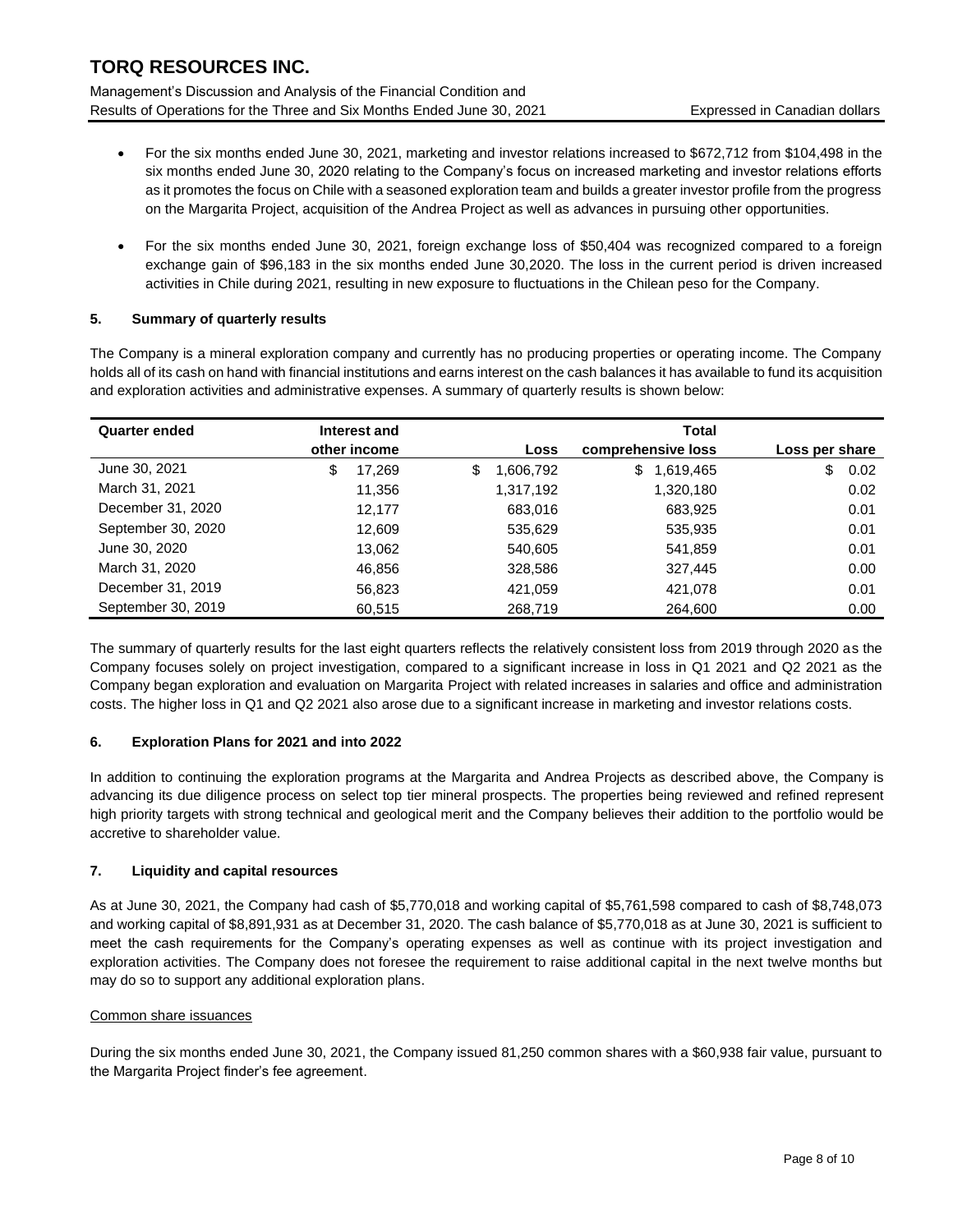- For the six months ended June 30, 2021, marketing and investor relations increased to $672,712 from $104,498 in the six months ended June 30, 2020 relating to the Company's focus on increased marketing and investor relations efforts as it promotes the focus on Chile with a seasoned exploration team and builds a greater investor profile from the progress on the Margarita Project, acquisition of the Andrea Project as well as advances in pursuing other opportunities.

- For the six months ended June 30, 2021, foreign exchange loss of $50,404 was recognized compared to a foreign exchange gain of $96,183 in the six months ended June 30,2020. The loss in the current period is driven increased activities in Chile during 2021, resulting in new exposure to fluctuations in the Chilean peso for the Company.

## 5. Summary of quarterly results

The Company is a mineral exploration company and currently has no producing properties or operating income. The Company holds all of its cash on hand with financial institutions and earns interest on the cash balances it has available to fund its acquisition and exploration activities and administrative expenses. A summary of quarterly results is shown below:

| Quarter ended | Interest and other income | Loss | Total comprehensive loss | Loss per share |
|---|---|---|---|---|
| June 30, 2021 | $ 17,269 | $ 1,606,792 | $ 1,619,465 | $ 0.02 |
| March 31, 2021 | 11,356 | 1,317,192 | 1,320,180 | 0.02 |
| December 31, 2020 | 12,177 | 683,016 | 683,925 | 0.01 |
| September 30, 2020 | 12,609 | 535,629 | 535,935 | 0.01 |
| June 30, 2020 | 13,062 | 540,605 | 541,859 | 0.01 |
| March 31, 2020 | 46,856 | 328,586 | 327,445 | 0.00 |
| December 31, 2019 | 56,823 | 421,059 | 421,078 | 0.01 |
| September 30, 2019 | 60,515 | 268,719 | 264,600 | 0.00 |

The summary of quarterly results for the last eight quarters reflects the relatively consistent loss from 2019 through 2020 as the Company focuses solely on project investigation, compared to a significant increase in loss in Q1 2021 and Q2 2021 as the Company began exploration and evaluation on Margarita Project with related increases in salaries and office and administration costs. The higher loss in Q1 and Q2 2021 also arose due to a significant increase in marketing and investor relations costs.

## 6. Exploration Plans for 2021 and into 2022

In addition to continuing the exploration programs at the Margarita and Andrea Projects as described above, the Company is advancing its due diligence process on select top tier mineral prospects. The properties being reviewed and refined represent high priority targets with strong technical and geological merit and the Company believes their addition to the portfolio would be accretive to shareholder value.

## 7. Liquidity and capital resources

As at June 30, 2021, the Company had cash of $5,770,018 and working capital of $5,761,598 compared to cash of $8,748,073 and working capital of $8,891,931 as at December 31, 2020. The cash balance of $5,770,018 as at June 30, 2021 is sufficient to meet the cash requirements for the Company's operating expenses as well as continue with its project investigation and exploration activities. The Company does not foresee the requirement to raise additional capital in the next twelve months but may do so to support any additional exploration plans.

Common share issuances

During the six months ended June 30, 2021, the Company issued 81,250 common shares with a $60,938 fair value, pursuant to the Margarita Project finder's fee agreement.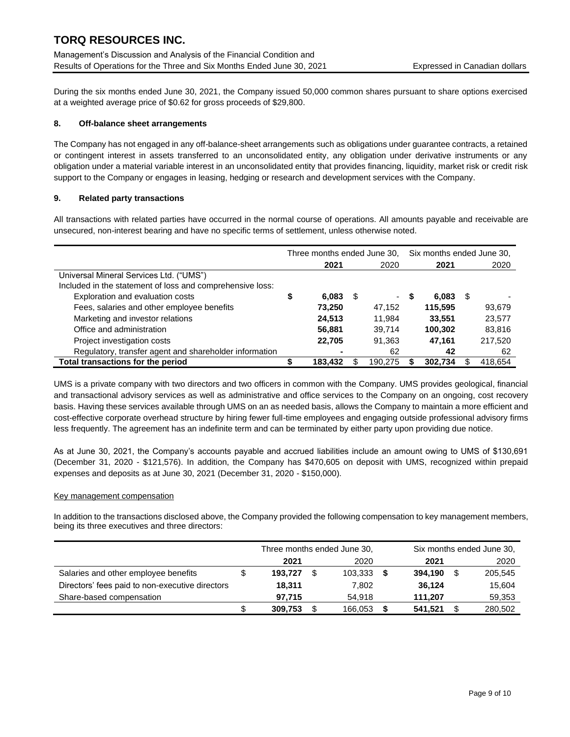During the six months ended June 30, 2021, the Company issued 50,000 common shares pursuant to share options exercised at a weighted average price of $0.62 for gross proceeds of $29,800.

## 8. Off-balance sheet arrangements

The Company has not engaged in any off-balance-sheet arrangements such as obligations under guarantee contracts, a retained or contingent interest in assets transferred to an unconsolidated entity, any obligation under derivative instruments or any obligation under a material variable interest in an unconsolidated entity that provides financing, liquidity, market risk or credit risk support to the Company or engages in leasing, hedging or research and development services with the Company.

## 9. Related party transactions

All transactions with related parties have occurred in the normal course of operations. All amounts payable and receivable are unsecured, non-interest bearing and have no specific terms of settlement, unless otherwise noted.

| | Three months ended June 30, | | Six months ended June 30, | |
|---|---|---|---|---|
| | **2021** | 2020 | **2021** | 2020 |
| Universal Mineral Services Ltd. ("UMS") | | | | |
| Included in the statement of loss and comprehensive loss: | | | | |
| Exploration and evaluation costs | **$ 6,083** | $ - | **$ 6,083** | $ - |
| Fees, salaries and other employee benefits | **73,250** | 47,152 | **115,595** | 93,679 |
| Marketing and investor relations | **24,513** | 11,984 | **33,551** | 23,577 |
| Office and administration | **56,881** | 39,714 | **100,302** | 83,816 |
| Project investigation costs | **22,705** | 91,363 | **47,161** | 217,520 |
| Regulatory, transfer agent and shareholder information | **-** | 62 | **42** | 62 |
| **Total transactions for the period** | **$ 183,432** | $ 190,275 | **$ 302,734** | $ 418,654 |

UMS is a private company with two directors and two officers in common with the Company. UMS provides geological, financial and transactional advisory services as well as administrative and office services to the Company on an ongoing, cost recovery basis. Having these services available through UMS on an as needed basis, allows the Company to maintain a more efficient and cost-effective corporate overhead structure by hiring fewer full-time employees and engaging outside professional advisory firms less frequently. The agreement has an indefinite term and can be terminated by either party upon providing due notice.

As at June 30, 2021, the Company's accounts payable and accrued liabilities include an amount owing to UMS of $130,691 (December 31, 2020 - $121,576). In addition, the Company has $470,605 on deposit with UMS, recognized within prepaid expenses and deposits as at June 30, 2021 (December 31, 2020 - $150,000).

Key management compensation

In addition to the transactions disclosed above, the Company provided the following compensation to key management members, being its three executives and three directors:

| | Three months ended June 30, | | Six months ended June 30, | |
|---|---|---|---|---|
| | **2021** | 2020 | **2021** | 2020 |
| Salaries and other employee benefits | $ **193,727** | $ 103,333 | **$ 394,190** | $ 205,545 |
| Directors' fees paid to non-executive directors | **18,311** | 7,802 | **36,124** | 15,604 |
| Share-based compensation | **97,715** | 54,918 | **111,207** | 59,353 |
| | $ **309,753** | $ 166,053 | **$ 541,521** | $ 280,502 |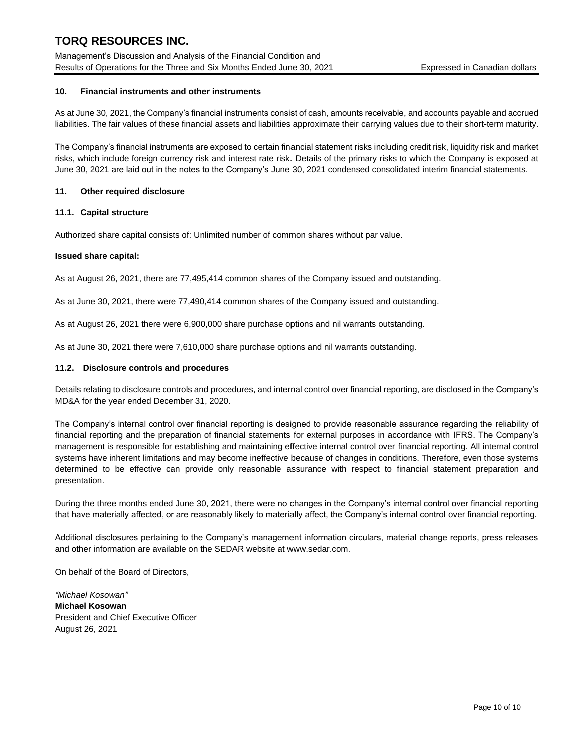## 10. Financial instruments and other instruments

As at June 30, 2021, the Company's financial instruments consist of cash, amounts receivable, and accounts payable and accrued liabilities. The fair values of these financial assets and liabilities approximate their carrying values due to their short-term maturity.

The Company's financial instruments are exposed to certain financial statement risks including credit risk, liquidity risk and market risks, which include foreign currency risk and interest rate risk. Details of the primary risks to which the Company is exposed at June 30, 2021 are laid out in the notes to the Company's June 30, 2021 condensed consolidated interim financial statements.

## 11. Other required disclosure

### 11.1. Capital structure

Authorized share capital consists of: Unlimited number of common shares without par value.

**Issued share capital:**

As at August 26, 2021, there are 77,495,414 common shares of the Company issued and outstanding.

As at June 30, 2021, there were 77,490,414 common shares of the Company issued and outstanding.

As at August 26, 2021 there were 6,900,000 share purchase options and nil warrants outstanding.

As at June 30, 2021 there were 7,610,000 share purchase options and nil warrants outstanding.

### 11.2. Disclosure controls and procedures

Details relating to disclosure controls and procedures, and internal control over financial reporting, are disclosed in the Company's MD&A for the year ended December 31, 2020.

The Company's internal control over financial reporting is designed to provide reasonable assurance regarding the reliability of financial reporting and the preparation of financial statements for external purposes in accordance with IFRS. The Company's management is responsible for establishing and maintaining effective internal control over financial reporting. All internal control systems have inherent limitations and may become ineffective because of changes in conditions. Therefore, even those systems determined to be effective can provide only reasonable assurance with respect to financial statement preparation and presentation.

During the three months ended June 30, 2021, there were no changes in the Company's internal control over financial reporting that have materially affected, or are reasonably likely to materially affect, the Company's internal control over financial reporting.

Additional disclosures pertaining to the Company's management information circulars, material change reports, press releases and other information are available on the SEDAR website at www.sedar.com.

On behalf of the Board of Directors,

*"Michael Kosowan"*
**Michael Kosowan**
President and Chief Executive Officer
August 26, 2021